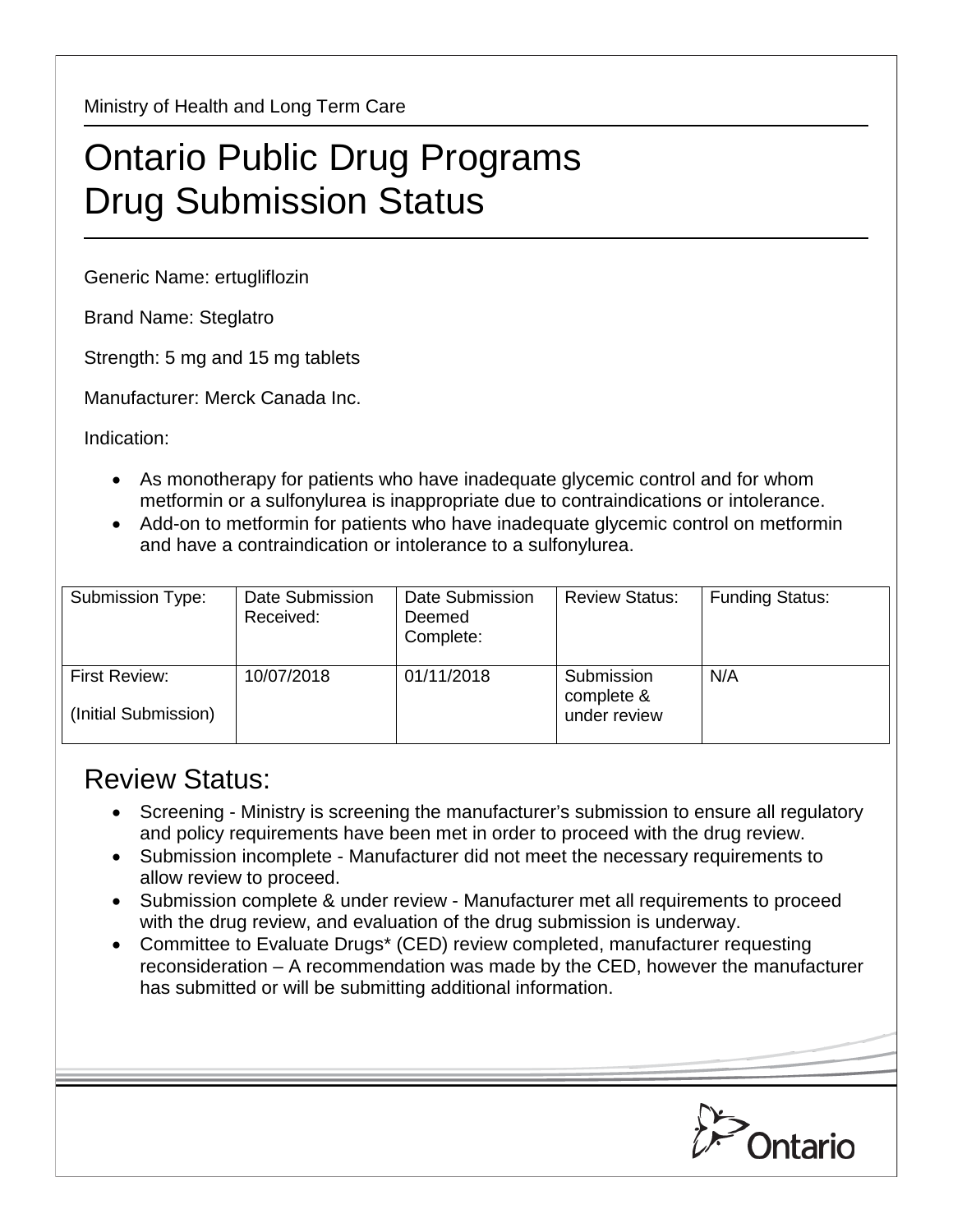Ministry of Health and Long Term Care

# Ontario Public Drug Programs
# Drug Submission Status

Generic Name: ertugliflozin

Brand Name: Steglatro

Strength: 5 mg and 15 mg tablets

Manufacturer: Merck Canada Inc.

Indication:

- As monotherapy for patients who have inadequate glycemic control and for whom metformin or a sulfonylurea is inappropriate due to contraindications or intolerance.
- Add-on to metformin for patients who have inadequate glycemic control on metformin and have a contraindication or intolerance to a sulfonylurea.

| Submission Type: | Date Submission Received: | Date Submission Deemed Complete: | Review Status: | Funding Status: |
|---|---|---|---|---|
| First Review: (Initial Submission) | 10/07/2018 | 01/11/2018 | Submission complete & under review | N/A |

## Review Status:

- Screening - Ministry is screening the manufacturer's submission to ensure all regulatory and policy requirements have been met in order to proceed with the drug review.
- Submission incomplete - Manufacturer did not meet the necessary requirements to allow review to proceed.
- Submission complete & under review - Manufacturer met all requirements to proceed with the drug review, and evaluation of the drug submission is underway.
- Committee to Evaluate Drugs* (CED) review completed, manufacturer requesting reconsideration – A recommendation was made by the CED, however the manufacturer has submitted or will be submitting additional information.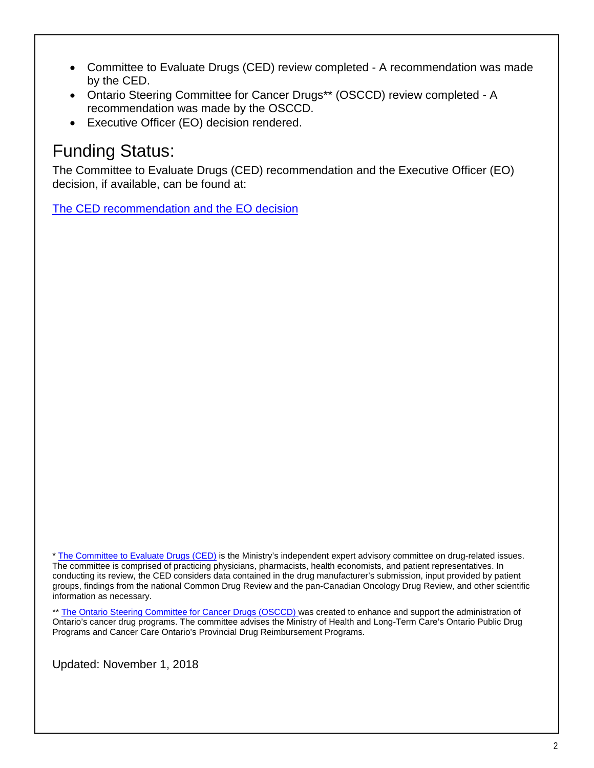- Committee to Evaluate Drugs (CED) review completed - A recommendation was made by the CED.
- Ontario Steering Committee for Cancer Drugs** (OSCCD) review completed - A recommendation was made by the OSCCD.
- Executive Officer (EO) decision rendered.

# Funding Status:

The Committee to Evaluate Drugs (CED) recommendation and the Executive Officer (EO) decision, if available, can be found at:

[The CED recommendation and the EO decision]()

* [The Committee to Evaluate Drugs (CED)]() is the Ministry's independent expert advisory committee on drug-related issues. The committee is comprised of practicing physicians, pharmacists, health economists, and patient representatives. In conducting its review, the CED considers data contained in the drug manufacturer's submission, input provided by patient groups, findings from the national Common Drug Review and the pan-Canadian Oncology Drug Review, and other scientific information as necessary.

** [The Ontario Steering Committee for Cancer Drugs (OSCCD)]() was created to enhance and support the administration of Ontario's cancer drug programs. The committee advises the Ministry of Health and Long-Term Care's Ontario Public Drug Programs and Cancer Care Ontario's Provincial Drug Reimbursement Programs.

Updated: November 1, 2018